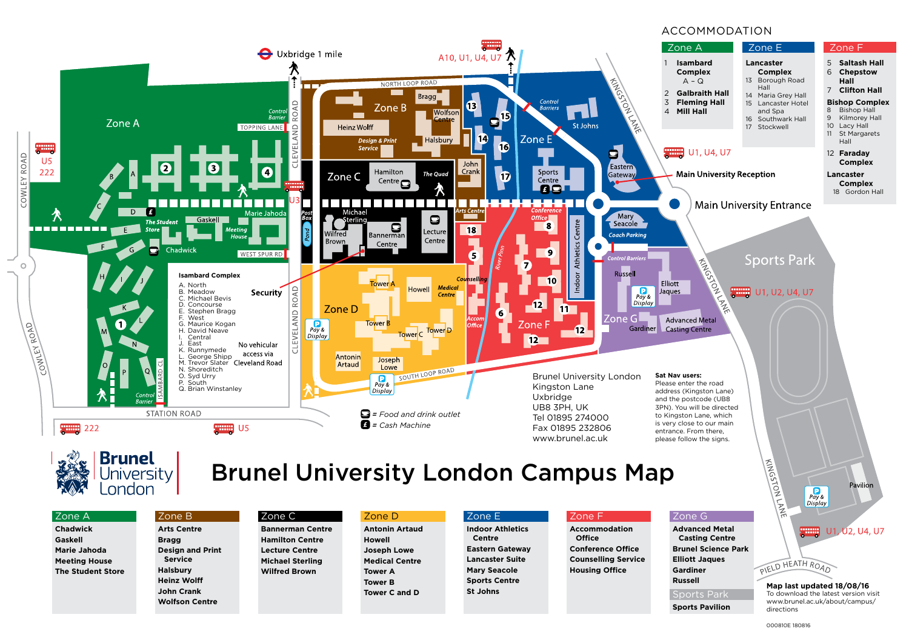# Brunel University London Campus Map

## ACCOMMODATION

### Zone A
1. **Isambard Complex** A – Q
2. **Galbraith Hall**
3. **Fleming Hall**
4. **Mill Hall**

### Zone E
**Lancaster Complex**
- 13 Borough Road Hall
- 14 Maria Grey Hall
- 15 Lancaster Hotel and Spa
- 16 Southwark Hall
- 17 Stockwell

### Zone F
5. **Saltash Hall**
6. **Chepstow Hall**
7. **Clifton Hall**

**Bishop Complex**
- 8 Bishop Hall
- 9 Kilmorey Hall
- 10 Lacy Hall
- 11 St Margarets Hall

12. **Faraday Complex**

**Lancaster Complex**
- 18 Gordon Hall

### Isambard Complex
- A. North
- B. Meadow
- C. Michael Bevis
- D. Concourse
- E. Stephen Bragg
- F. West
- G. Maurice Kogan
- H. David Neave
- I. Central
- J. East
- K. Runnymede
- L. George Shipp
- M. Trevor Slater
- N. Shoreditch
- O. Syd Urry
- P. South
- Q. Brian Winstanley

Security

No vehicular access via Cleveland Road

Main University Reception

Main University Entrance

Uxbridge 1 mile

Bus routes: A10, U1, U4, U7 · U1, U4, U7 · U1, U2, U4, U7 · U5 · 222 · U3

= Food and drink outlet

= Cash Machine

Brunel University London
Kingston Lane
Uxbridge
UB8 3PH, UK
Tel 01895 274000
Fax 01895 232806
www.brunel.ac.uk

**Sat Nav users:**
Please enter the road address (Kingston Lane) and the postcode (UB8 3PN). You will be directed to Kingston Lane, which is very close to our main entrance. From there, please follow the signs.

| Zone A | Zone B | Zone C | Zone D | Zone E | Zone F | Zone G |
|---|---|---|---|---|---|---|
| Chadwick | Arts Centre | Bannerman Centre | Antonin Artaud | Indoor Athletics Centre | Accommodation Office | Advanced Metal Casting Centre |
| Gaskell | Bragg | Hamilton Centre | Howell | Eastern Gateway | Conference Office | Brunel Science Park |
| Marie Jahoda | Design and Print Service | Lecture Centre | Joseph Lowe | Lancaster Suite | Counselling Service | Elliott Jaques |
| Meeting House | Halsbury | Michael Sterling | Medical Centre | Mary Seacole | Housing Office | Gardiner |
| The Student Store | Heinz Wolff | Wilfred Brown | Tower A | Sports Centre | | Russell |
| | John Crank | | Tower B | St Johns | | |
| | Wolfson Centre | | Tower C and D | | | |

**Sports Park**
- Sports Pavilion

**Map last updated 18/08/16**
To download the latest version visit www.brunel.ac.uk/about/campus/directions

000810E 180816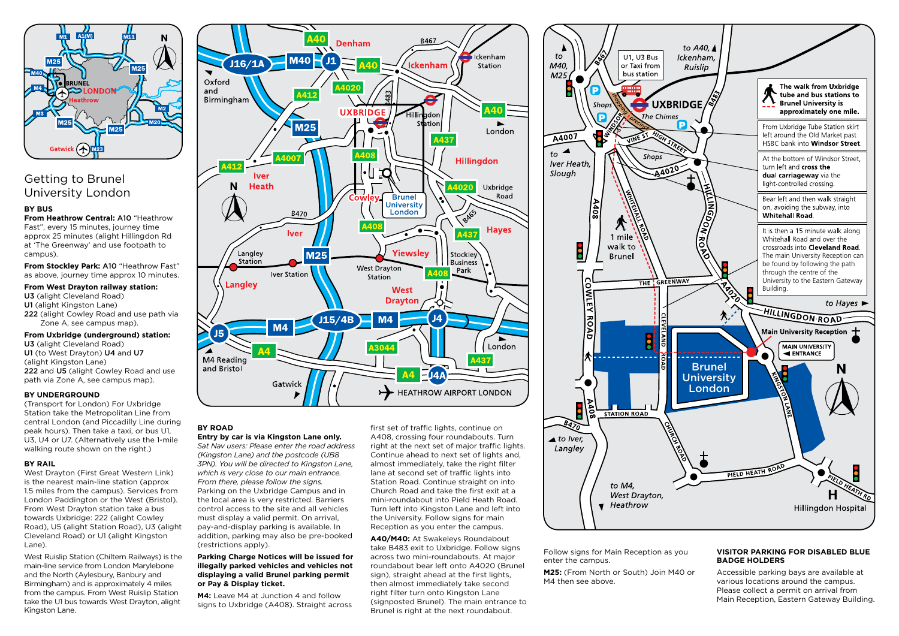## Getting to Brunel University London

### BY BUS

**From Heathrow Central:** A10 "Heathrow Fast", every 15 minutes, journey time approx 25 minutes (alight Hillingdon Rd at 'The Greenway' and use footpath to campus).

**From Stockley Park:** A10 "Heathrow Fast" as above, journey time approx 10 minutes.

**From West Drayton railway station:**
**U3** (alight Cleveland Road)
**U1** (alight Kingston Lane)
**222** (alight Cowley Road and use path via Zone A, see campus map).

**From Uxbridge (underground) station:**
**U3** (alight Cleveland Road)
**U1** (to West Drayton) **U4** and **U7** (alight Kingston Lane)
**222** and **U5** (alight Cowley Road and use path via Zone A, see campus map).

### BY UNDERGROUND

(Transport for London) For Uxbridge Station take the Metropolitan Line from central London (and Piccadilly Line during peak hours). Then take a taxi, or bus U1, U3, U4 or U7. (Alternatively use the 1-mile walking route shown on the right.)

### BY RAIL

West Drayton (First Great Western Link) is the nearest main-line station (approx 1.5 miles from the campus). Services from London Paddington or the West (Bristol). From West Drayton station take a bus towards Uxbridge: 222 (alight Cowley Road), U5 (alight Station Road), U3 (alight Cleveland Road) or U1 (alight Kingston Lane).

West Ruislip Station (Chiltern Railways) is the main-line service from London Marylebone and the North (Aylesbury, Banbury and Birmingham) and is approximately 4 miles from the campus. From West Ruislip Station take the U1 bus towards West Drayton, alight Kingston Lane.

### BY ROAD

**Entry by car is via Kingston Lane only.**

*Sat Nav users: Please enter the road address (Kingston Lane) and the postcode (UB8 3PN). You will be directed to Kingston Lane, which is very close to our main entrance. From there, please follow the signs.*

Parking on the Uxbridge Campus and in the local area is very restricted. Barriers control access to the site and all vehicles must display a valid permit. On arrival, pay-and-display parking is available. In addition, parking may also be pre-booked (restrictions apply).

**Parking Charge Notices will be issued for illegally parked vehicles and vehicles not displaying a valid Brunel parking permit or Pay & Display ticket.**

**M4:** Leave M4 at Junction 4 and follow signs to Uxbridge (A408). Straight across first set of traffic lights, continue on A408, crossing four roundabouts. Turn right at the next set of major traffic lights. Continue ahead to next set of lights and, almost immediately, take the right filter lane at second set of traffic lights into Station Road. Continue straight on into Church Road and take the first exit at a mini-roundabout into Pield Heath Road. Turn left into Kingston Lane and left into the University. Follow signs for main Reception as you enter the campus.

**A40/M40:** At Swakeleys Roundabout take B483 exit to Uxbridge. Follow signs across two mini-roundabouts. At major roundabout bear left onto A4020 (Brunel sign), straight ahead at the first lights, then almost immediately take second right filter turn onto Kingston Lane (signposted Brunel). The main entrance to Brunel is right at the next roundabout.

Follow signs for Main Reception as you enter the campus.

**M25:** (From North or South) Join M40 or M4 then see above.

**The walk from Uxbridge tube and bus stations to Brunel University is approximately one mile.**

From Uxbridge Tube Station skirt left around the Old Market past HSBC bank into **Windsor Street**.

At the bottom of Windsor Street, turn left and **cross the dual carriageway** via the light-controlled crossing.

Bear left and then walk straight on, avoiding the subway, into **Whitehall Road**.

It is then a 15 minute walk along Whitehall Road and over the crossroads into **Cleveland Road**. The main University Reception can be found by following the path through the centre of the University to the Eastern Gateway Building.

### VISITOR PARKING FOR DISABLED BLUE BADGE HOLDERS

Accessible parking bays are available at various locations around the campus. Please collect a permit on arrival from Main Reception, Eastern Gateway Building.